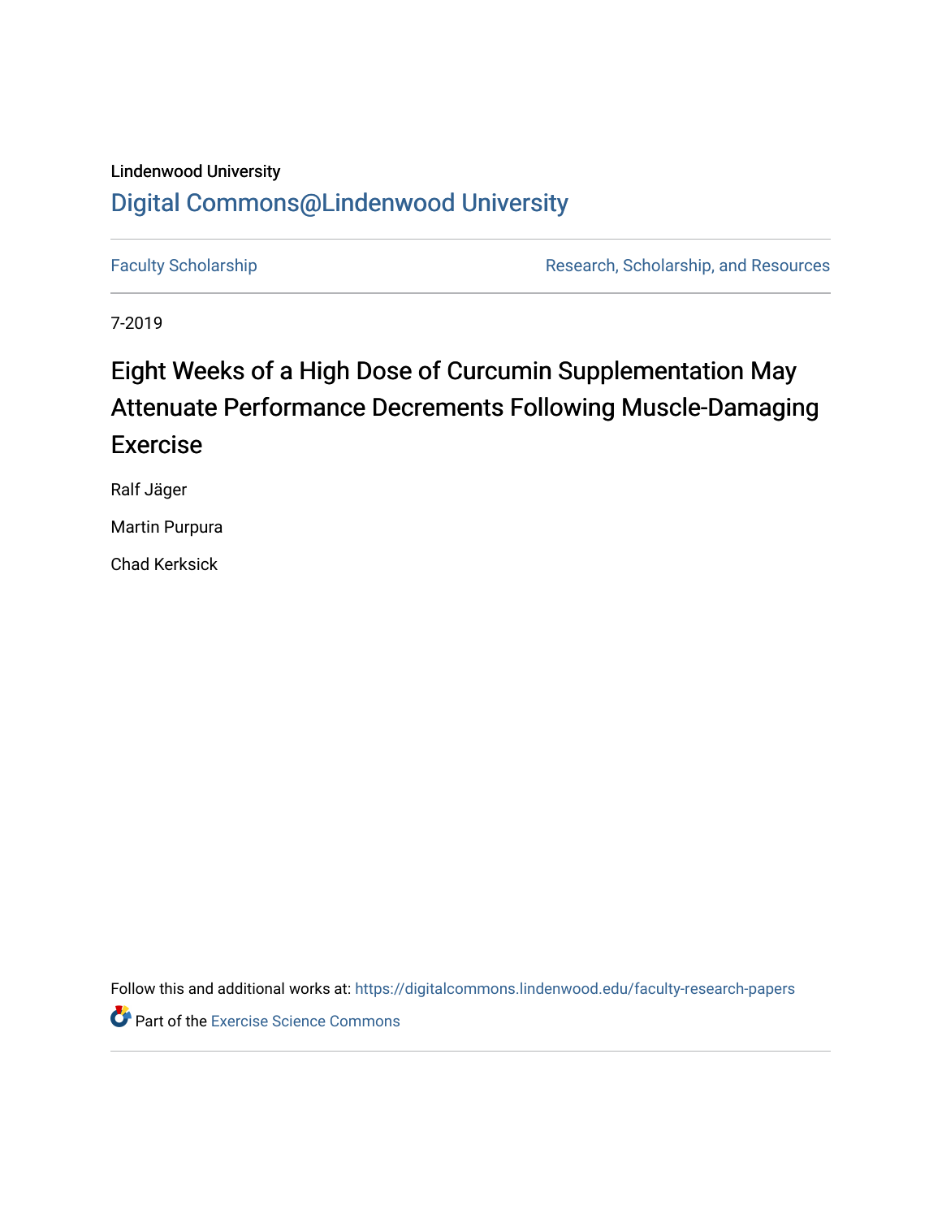Lindenwood University

## Digital Commons@Lindenwood University

Faculty Scholarship | Research, Scholarship, and Resources

7-2019

# Eight Weeks of a High Dose of Curcumin Supplementation May Attenuate Performance Decrements Following Muscle-Damaging Exercise

Ralf Jäger

Martin Purpura

Chad Kerksick

Follow this and additional works at: https://digitalcommons.lindenwood.edu/faculty-research-papers

Part of the Exercise Science Commons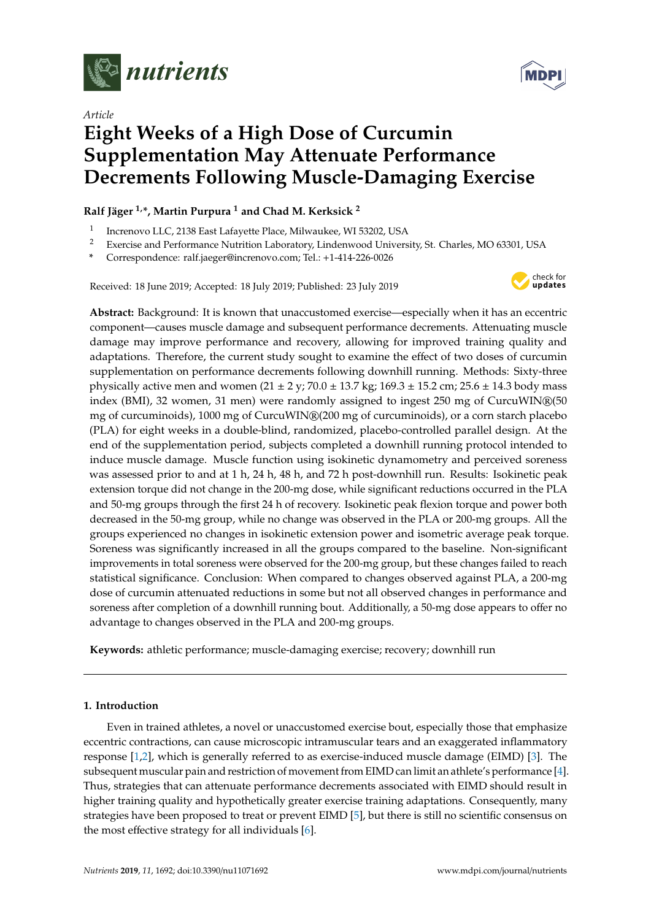# nutrients

Article

# Eight Weeks of a High Dose of Curcumin Supplementation May Attenuate Performance Decrements Following Muscle-Damaging Exercise

**Ralf Jäger [1,*], Martin Purpura [1] and Chad M. Kerksick [2]**

[1] Increnovo LLC, 2138 East Lafayette Place, Milwaukee, WI 53202, USA

[2] Exercise and Performance Nutrition Laboratory, Lindenwood University, St. Charles, MO 63301, USA

\* Correspondence: ralf.jaeger@increnovo.com; Tel.: +1-414-226-0026

Received: 18 June 2019; Accepted: 18 July 2019; Published: 23 July 2019

**Abstract:** Background: It is known that unaccustomed exercise—especially when it has an eccentric component—causes muscle damage and subsequent performance decrements. Attenuating muscle damage may improve performance and recovery, allowing for improved training quality and adaptations. Therefore, the current study sought to examine the effect of two doses of curcumin supplementation on performance decrements following downhill running. Methods: Sixty-three physically active men and women (21 ± 2 y; 70.0 ± 13.7 kg; 169.3 ± 15.2 cm; 25.6 ± 14.3 body mass index (BMI), 32 women, 31 men) were randomly assigned to ingest 250 mg of CurcuWIN®(50 mg of curcuminoids), 1000 mg of CurcuWIN®(200 mg of curcuminoids), or a corn starch placebo (PLA) for eight weeks in a double-blind, randomized, placebo-controlled parallel design. At the end of the supplementation period, subjects completed a downhill running protocol intended to induce muscle damage. Muscle function using isokinetic dynamometry and perceived soreness was assessed prior to and at 1 h, 24 h, 48 h, and 72 h post-downhill run. Results: Isokinetic peak extension torque did not change in the 200-mg dose, while significant reductions occurred in the PLA and 50-mg groups through the first 24 h of recovery. Isokinetic peak flexion torque and power both decreased in the 50-mg group, while no change was observed in the PLA or 200-mg groups. All the groups experienced no changes in isokinetic extension power and isometric average peak torque. Soreness was significantly increased in all the groups compared to the baseline. Non-significant improvements in total soreness were observed for the 200-mg group, but these changes failed to reach statistical significance. Conclusion: When compared to changes observed against PLA, a 200-mg dose of curcumin attenuated reductions in some but not all observed changes in performance and soreness after completion of a downhill running bout. Additionally, a 50-mg dose appears to offer no advantage to changes observed in the PLA and 200-mg groups.

**Keywords:** athletic performance; muscle-damaging exercise; recovery; downhill run

## 1. Introduction

Even in trained athletes, a novel or unaccustomed exercise bout, especially those that emphasize eccentric contractions, can cause microscopic intramuscular tears and an exaggerated inflammatory response [1,2], which is generally referred to as exercise-induced muscle damage (EIMD) [3]. The subsequent muscular pain and restriction of movement from EIMD can limit an athlete's performance [4]. Thus, strategies that can attenuate performance decrements associated with EIMD should result in higher training quality and hypothetically greater exercise training adaptations. Consequently, many strategies have been proposed to treat or prevent EIMD [5], but there is still no scientific consensus on the most effective strategy for all individuals [6].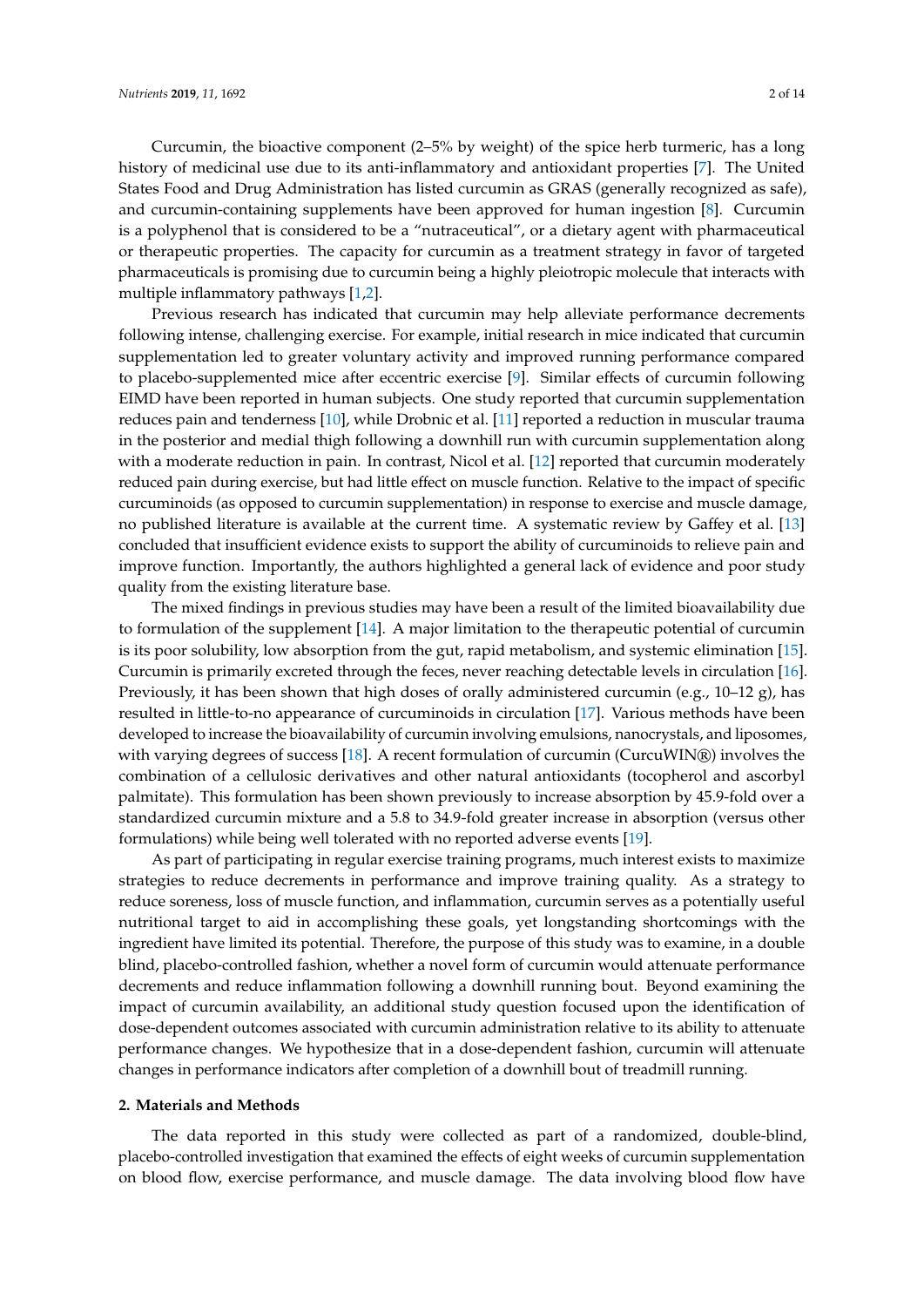Curcumin, the bioactive component (2–5% by weight) of the spice herb turmeric, has a long history of medicinal use due to its anti-inflammatory and antioxidant properties [7]. The United States Food and Drug Administration has listed curcumin as GRAS (generally recognized as safe), and curcumin-containing supplements have been approved for human ingestion [8]. Curcumin is a polyphenol that is considered to be a "nutraceutical", or a dietary agent with pharmaceutical or therapeutic properties. The capacity for curcumin as a treatment strategy in favor of targeted pharmaceuticals is promising due to curcumin being a highly pleiotropic molecule that interacts with multiple inflammatory pathways [1,2].

Previous research has indicated that curcumin may help alleviate performance decrements following intense, challenging exercise. For example, initial research in mice indicated that curcumin supplementation led to greater voluntary activity and improved running performance compared to placebo-supplemented mice after eccentric exercise [9]. Similar effects of curcumin following EIMD have been reported in human subjects. One study reported that curcumin supplementation reduces pain and tenderness [10], while Drobnic et al. [11] reported a reduction in muscular trauma in the posterior and medial thigh following a downhill run with curcumin supplementation along with a moderate reduction in pain. In contrast, Nicol et al. [12] reported that curcumin moderately reduced pain during exercise, but had little effect on muscle function. Relative to the impact of specific curcuminoids (as opposed to curcumin supplementation) in response to exercise and muscle damage, no published literature is available at the current time. A systematic review by Gaffey et al. [13] concluded that insufficient evidence exists to support the ability of curcuminoids to relieve pain and improve function. Importantly, the authors highlighted a general lack of evidence and poor study quality from the existing literature base.

The mixed findings in previous studies may have been a result of the limited bioavailability due to formulation of the supplement [14]. A major limitation to the therapeutic potential of curcumin is its poor solubility, low absorption from the gut, rapid metabolism, and systemic elimination [15]. Curcumin is primarily excreted through the feces, never reaching detectable levels in circulation [16]. Previously, it has been shown that high doses of orally administered curcumin (e.g., 10–12 g), has resulted in little-to-no appearance of curcuminoids in circulation [17]. Various methods have been developed to increase the bioavailability of curcumin involving emulsions, nanocrystals, and liposomes, with varying degrees of success [18]. A recent formulation of curcumin (CurcuWIN®) involves the combination of a cellulosic derivatives and other natural antioxidants (tocopherol and ascorbyl palmitate). This formulation has been shown previously to increase absorption by 45.9-fold over a standardized curcumin mixture and a 5.8 to 34.9-fold greater increase in absorption (versus other formulations) while being well tolerated with no reported adverse events [19].

As part of participating in regular exercise training programs, much interest exists to maximize strategies to reduce decrements in performance and improve training quality. As a strategy to reduce soreness, loss of muscle function, and inflammation, curcumin serves as a potentially useful nutritional target to aid in accomplishing these goals, yet longstanding shortcomings with the ingredient have limited its potential. Therefore, the purpose of this study was to examine, in a double blind, placebo-controlled fashion, whether a novel form of curcumin would attenuate performance decrements and reduce inflammation following a downhill running bout. Beyond examining the impact of curcumin availability, an additional study question focused upon the identification of dose-dependent outcomes associated with curcumin administration relative to its ability to attenuate performance changes. We hypothesize that in a dose-dependent fashion, curcumin will attenuate changes in performance indicators after completion of a downhill bout of treadmill running.

## 2. Materials and Methods

The data reported in this study were collected as part of a randomized, double-blind, placebo-controlled investigation that examined the effects of eight weeks of curcumin supplementation on blood flow, exercise performance, and muscle damage. The data involving blood flow have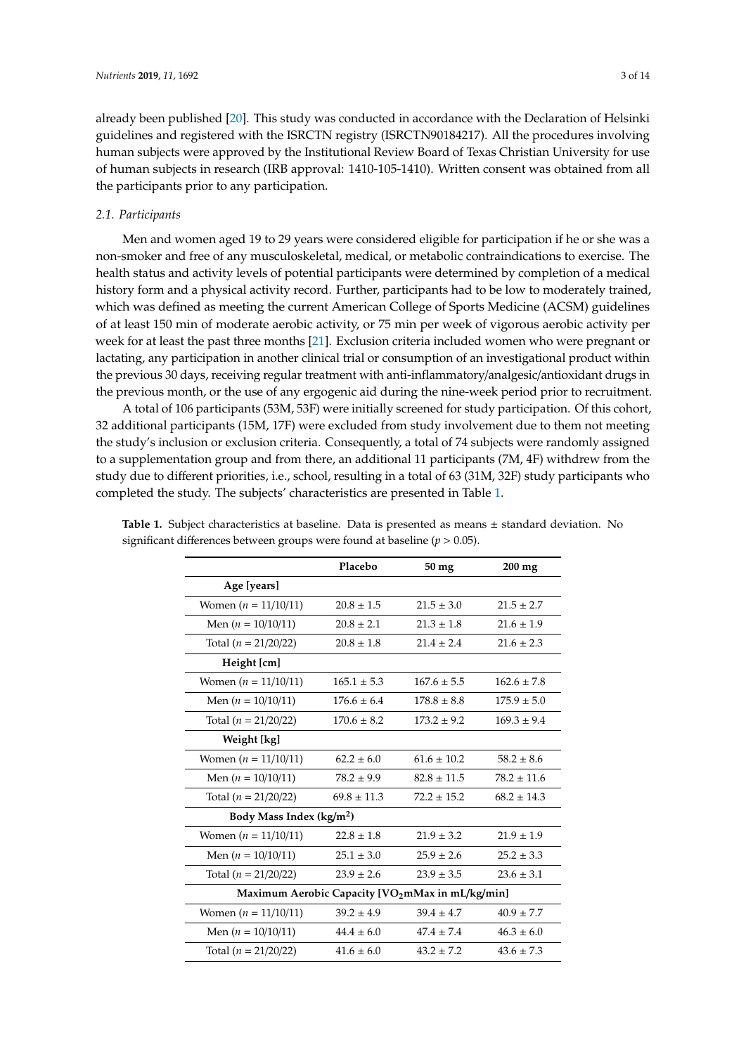already been published [20]. This study was conducted in accordance with the Declaration of Helsinki guidelines and registered with the ISRCTN registry (ISRCTN90184217). All the procedures involving human subjects were approved by the Institutional Review Board of Texas Christian University for use of human subjects in research (IRB approval: 1410-105-1410). Written consent was obtained from all the participants prior to any participation.

### *2.1. Participants*

Men and women aged 19 to 29 years were considered eligible for participation if he or she was a non-smoker and free of any musculoskeletal, medical, or metabolic contraindications to exercise. The health status and activity levels of potential participants were determined by completion of a medical history form and a physical activity record. Further, participants had to be low to moderately trained, which was defined as meeting the current American College of Sports Medicine (ACSM) guidelines of at least 150 min of moderate aerobic activity, or 75 min per week of vigorous aerobic activity per week for at least the past three months [21]. Exclusion criteria included women who were pregnant or lactating, any participation in another clinical trial or consumption of an investigational product within the previous 30 days, receiving regular treatment with anti-inflammatory/analgesic/antioxidant drugs in the previous month, or the use of any ergogenic aid during the nine-week period prior to recruitment.

A total of 106 participants (53M, 53F) were initially screened for study participation. Of this cohort, 32 additional participants (15M, 17F) were excluded from study involvement due to them not meeting the study's inclusion or exclusion criteria. Consequently, a total of 74 subjects were randomly assigned to a supplementation group and from there, an additional 11 participants (7M, 4F) withdrew from the study due to different priorities, i.e., school, resulting in a total of 63 (31M, 32F) study participants who completed the study. The subjects' characteristics are presented in Table 1.

**Table 1.** Subject characteristics at baseline. Data is presented as means ± standard deviation. No significant differences between groups were found at baseline ($p > 0.05$).

| | Placebo | 50 mg | 200 mg |
|---|---|---|---|
| **Age [years]** | | | |
| Women ($n$ = 11/10/11) | 20.8 ± 1.5 | 21.5 ± 3.0 | 21.5 ± 2.7 |
| Men ($n$ = 10/10/11) | 20.8 ± 2.1 | 21.3 ± 1.8 | 21.6 ± 1.9 |
| Total ($n$ = 21/20/22) | 20.8 ± 1.8 | 21.4 ± 2.4 | 21.6 ± 2.3 |
| **Height [cm]** | | | |
| Women ($n$ = 11/10/11) | 165.1 ± 5.3 | 167.6 ± 5.5 | 162.6 ± 7.8 |
| Men ($n$ = 10/10/11) | 176.6 ± 6.4 | 178.8 ± 8.8 | 175.9 ± 5.0 |
| Total ($n$ = 21/20/22) | 170.6 ± 8.2 | 173.2 ± 9.2 | 169.3 ± 9.4 |
| **Weight [kg]** | | | |
| Women ($n$ = 11/10/11) | 62.2 ± 6.0 | 61.6 ± 10.2 | 58.2 ± 8.6 |
| Men ($n$ = 10/10/11) | 78.2 ± 9.9 | 82.8 ± 11.5 | 78.2 ± 11.6 |
| Total ($n$ = 21/20/22) | 69.8 ± 11.3 | 72.2 ± 15.2 | 68.2 ± 14.3 |
| **Body Mass Index (kg/m$^2$)** | | | |
| Women ($n$ = 11/10/11) | 22.8 ± 1.8 | 21.9 ± 3.2 | 21.9 ± 1.9 |
| Men ($n$ = 10/10/11) | 25.1 ± 3.0 | 25.9 ± 2.6 | 25.2 ± 3.3 |
| Total ($n$ = 21/20/22) | 23.9 ± 2.6 | 23.9 ± 3.5 | 23.6 ± 3.1 |
| **Maximum Aerobic Capacity [$VO_2$mMax in mL/kg/min]** | | | |
| Women ($n$ = 11/10/11) | 39.2 ± 4.9 | 39.4 ± 4.7 | 40.9 ± 7.7 |
| Men ($n$ = 10/10/11) | 44.4 ± 6.0 | 47.4 ± 7.4 | 46.3 ± 6.0 |
| Total ($n$ = 21/20/22) | 41.6 ± 6.0 | 43.2 ± 7.2 | 43.6 ± 7.3 |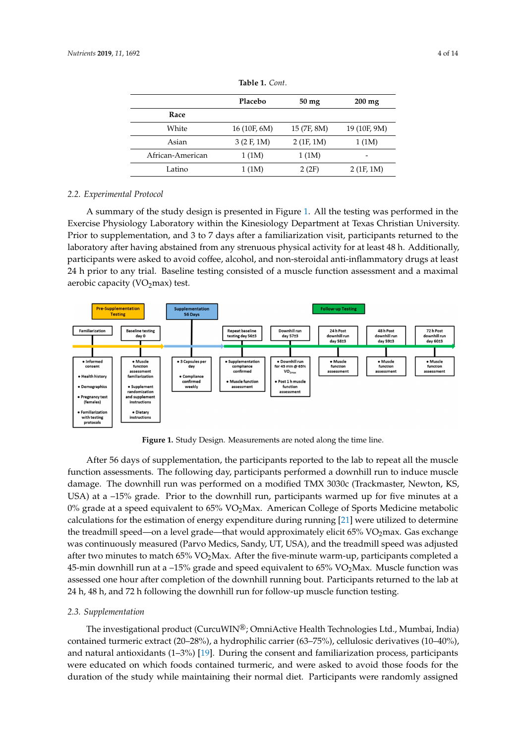**Table 1.** *Cont.*

| | Placebo | 50 mg | 200 mg |
|---|---|---|---|
| **Race** | | | |
| White | 16 (10F, 6M) | 15 (7F, 8M) | 19 (10F, 9M) |
| Asian | 3 (2 F, 1M) | 2 (1F, 1M) | 1 (1M) |
| African-American | 1 (1M) | 1 (1M) | - |
| Latino | 1 (1M) | 2 (2F) | 2 (1F, 1M) |

### 2.2. Experimental Protocol

A summary of the study design is presented in Figure 1. All the testing was performed in the Exercise Physiology Laboratory within the Kinesiology Department at Texas Christian University. Prior to supplementation, and 3 to 7 days after a familiarization visit, participants returned to the laboratory after having abstained from any strenuous physical activity for at least 48 h. Additionally, participants were asked to avoid coffee, alcohol, and non-steroidal anti-inflammatory drugs at least 24 h prior to any trial. Baseline testing consisted of a muscle function assessment and a maximal aerobic capacity ($VO_2$max) test.

**Figure 1.** Study Design. Measurements are noted along the time line.

After 56 days of supplementation, the participants reported to the lab to repeat all the muscle function assessments. The following day, participants performed a downhill run to induce muscle damage. The downhill run was performed on a modified TMX 3030c (Trackmaster, Newton, KS, USA) at a –15% grade. Prior to the downhill run, participants warmed up for five minutes at a 0% grade at a speed equivalent to 65% $VO_2$Max. American College of Sports Medicine metabolic calculations for the estimation of energy expenditure during running [21] were utilized to determine the treadmill speed—on a level grade—that would approximately elicit 65% $VO_2$max. Gas exchange was continuously measured (Parvo Medics, Sandy, UT, USA), and the treadmill speed was adjusted after two minutes to match 65% $VO_2$Max. After the five-minute warm-up, participants completed a 45-min downhill run at a –15% grade and speed equivalent to 65% $VO_2$Max. Muscle function was assessed one hour after completion of the downhill running bout. Participants returned to the lab at 24 h, 48 h, and 72 h following the downhill run for follow-up muscle function testing.

### 2.3. Supplementation

The investigational product (CurcuWIN®; OmniActive Health Technologies Ltd., Mumbai, India) contained turmeric extract (20–28%), a hydrophilic carrier (63–75%), cellulosic derivatives (10–40%), and natural antioxidants (1–3%) [19]. During the consent and familiarization process, participants were educated on which foods contained turmeric, and were asked to avoid those foods for the duration of the study while maintaining their normal diet. Participants were randomly assigned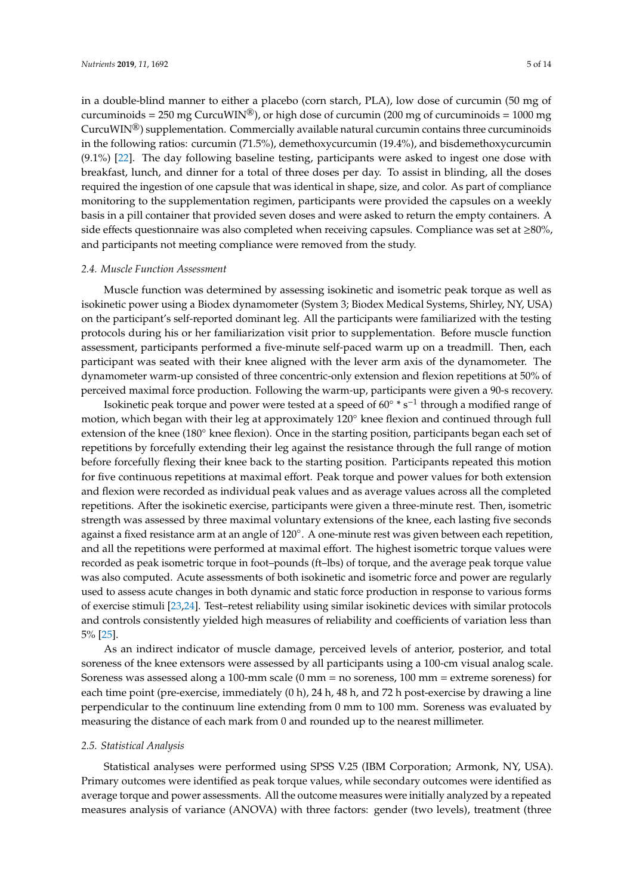in a double-blind manner to either a placebo (corn starch, PLA), low dose of curcumin (50 mg of curcuminoids = 250 mg CurcuWIN®), or high dose of curcumin (200 mg of curcuminoids = 1000 mg CurcuWIN®) supplementation. Commercially available natural curcumin contains three curcuminoids in the following ratios: curcumin (71.5%), demethoxycurcumin (19.4%), and bisdemethoxycurcumin (9.1%) [22]. The day following baseline testing, participants were asked to ingest one dose with breakfast, lunch, and dinner for a total of three doses per day. To assist in blinding, all the doses required the ingestion of one capsule that was identical in shape, size, and color. As part of compliance monitoring to the supplementation regimen, participants were provided the capsules on a weekly basis in a pill container that provided seven doses and were asked to return the empty containers. A side effects questionnaire was also completed when receiving capsules. Compliance was set at ≥80%, and participants not meeting compliance were removed from the study.

### *2.4. Muscle Function Assessment*

Muscle function was determined by assessing isokinetic and isometric peak torque as well as isokinetic power using a Biodex dynamometer (System 3; Biodex Medical Systems, Shirley, NY, USA) on the participant's self-reported dominant leg. All the participants were familiarized with the testing protocols during his or her familiarization visit prior to supplementation. Before muscle function assessment, participants performed a five-minute self-paced warm up on a treadmill. Then, each participant was seated with their knee aligned with the lever arm axis of the dynamometer. The dynamometer warm-up consisted of three concentric-only extension and flexion repetitions at 50% of perceived maximal force production. Following the warm-up, participants were given a 90-s recovery.

Isokinetic peak torque and power were tested at a speed of $60° * s^{-1}$ through a modified range of motion, which began with their leg at approximately 120° knee flexion and continued through full extension of the knee (180° knee flexion). Once in the starting position, participants began each set of repetitions by forcefully extending their leg against the resistance through the full range of motion before forcefully flexing their knee back to the starting position. Participants repeated this motion for five continuous repetitions at maximal effort. Peak torque and power values for both extension and flexion were recorded as individual peak values and as average values across all the completed repetitions. After the isokinetic exercise, participants were given a three-minute rest. Then, isometric strength was assessed by three maximal voluntary extensions of the knee, each lasting five seconds against a fixed resistance arm at an angle of 120°. A one-minute rest was given between each repetition, and all the repetitions were performed at maximal effort. The highest isometric torque values were recorded as peak isometric torque in foot–pounds (ft–lbs) of torque, and the average peak torque value was also computed. Acute assessments of both isokinetic and isometric force and power are regularly used to assess acute changes in both dynamic and static force production in response to various forms of exercise stimuli [23,24]. Test–retest reliability using similar isokinetic devices with similar protocols and controls consistently yielded high measures of reliability and coefficients of variation less than 5% [25].

As an indirect indicator of muscle damage, perceived levels of anterior, posterior, and total soreness of the knee extensors were assessed by all participants using a 100-cm visual analog scale. Soreness was assessed along a 100-mm scale (0 mm = no soreness, 100 mm = extreme soreness) for each time point (pre-exercise, immediately (0 h), 24 h, 48 h, and 72 h post-exercise by drawing a line perpendicular to the continuum line extending from 0 mm to 100 mm. Soreness was evaluated by measuring the distance of each mark from 0 and rounded up to the nearest millimeter.

### *2.5. Statistical Analysis*

Statistical analyses were performed using SPSS V.25 (IBM Corporation; Armonk, NY, USA). Primary outcomes were identified as peak torque values, while secondary outcomes were identified as average torque and power assessments. All the outcome measures were initially analyzed by a repeated measures analysis of variance (ANOVA) with three factors: gender (two levels), treatment (three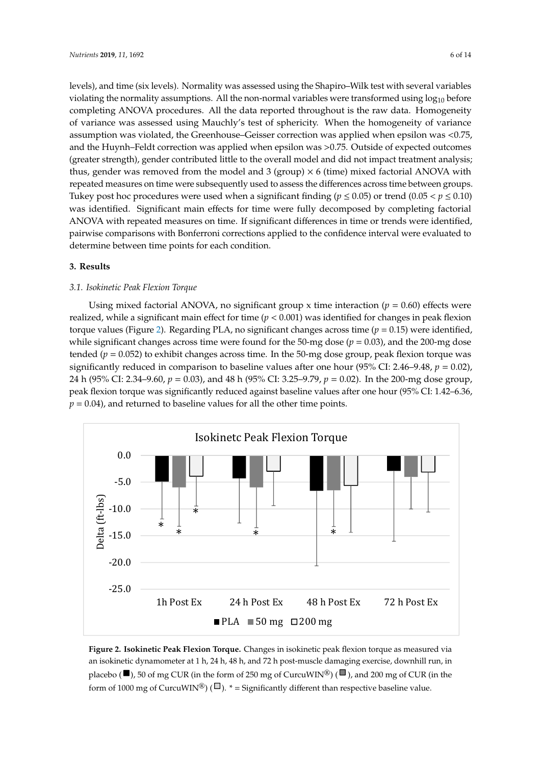levels), and time (six levels). Normality was assessed using the Shapiro–Wilk test with several variables violating the normality assumptions. All the non-normal variables were transformed using $\log_{10}$ before completing ANOVA procedures. All the data reported throughout is the raw data. Homogeneity of variance was assessed using Mauchly's test of sphericity. When the homogeneity of variance assumption was violated, the Greenhouse–Geisser correction was applied when epsilon was <0.75, and the Huynh–Feldt correction was applied when epsilon was >0.75. Outside of expected outcomes (greater strength), gender contributed little to the overall model and did not impact treatment analysis; thus, gender was removed from the model and 3 (group) × 6 (time) mixed factorial ANOVA with repeated measures on time were subsequently used to assess the differences across time between groups. Tukey post hoc procedures were used when a significant finding ($p \leq 0.05$) or trend ($0.05 < p \leq 0.10$) was identified. Significant main effects for time were fully decomposed by completing factorial ANOVA with repeated measures on time. If significant differences in time or trends were identified, pairwise comparisons with Bonferroni corrections applied to the confidence interval were evaluated to determine between time points for each condition.

## 3. Results

### 3.1. Isokinetic Peak Flexion Torque

Using mixed factorial ANOVA, no significant group x time interaction ($p = 0.60$) effects were realized, while a significant main effect for time ($p < 0.001$) was identified for changes in peak flexion torque values (Figure 2). Regarding PLA, no significant changes across time ($p = 0.15$) were identified, while significant changes across time were found for the 50-mg dose ($p = 0.03$), and the 200-mg dose tended ($p = 0.052$) to exhibit changes across time. In the 50-mg dose group, peak flexion torque was significantly reduced in comparison to baseline values after one hour (95% CI: 2.46–9.48, $p = 0.02$), 24 h (95% CI: 2.34–9.60, $p = 0.03$), and 48 h (95% CI: 3.25–9.79, $p = 0.02$). In the 200-mg dose group, peak flexion torque was significantly reduced against baseline values after one hour (95% CI: 1.42–6.36, $p = 0.04$), and returned to baseline values for all the other time points.

**Figure 2. Isokinetic Peak Flexion Torque.** Changes in isokinetic peak flexion torque as measured via an isokinetic dynamometer at 1 h, 24 h, 48 h, and 72 h post-muscle damaging exercise, downhill run, in placebo (■), 50 of mg CUR (in the form of 250 mg of CurcuWIN®) (■), and 200 mg of CUR (in the form of 1000 mg of CurcuWIN®) (□). * = Significantly different than respective baseline value.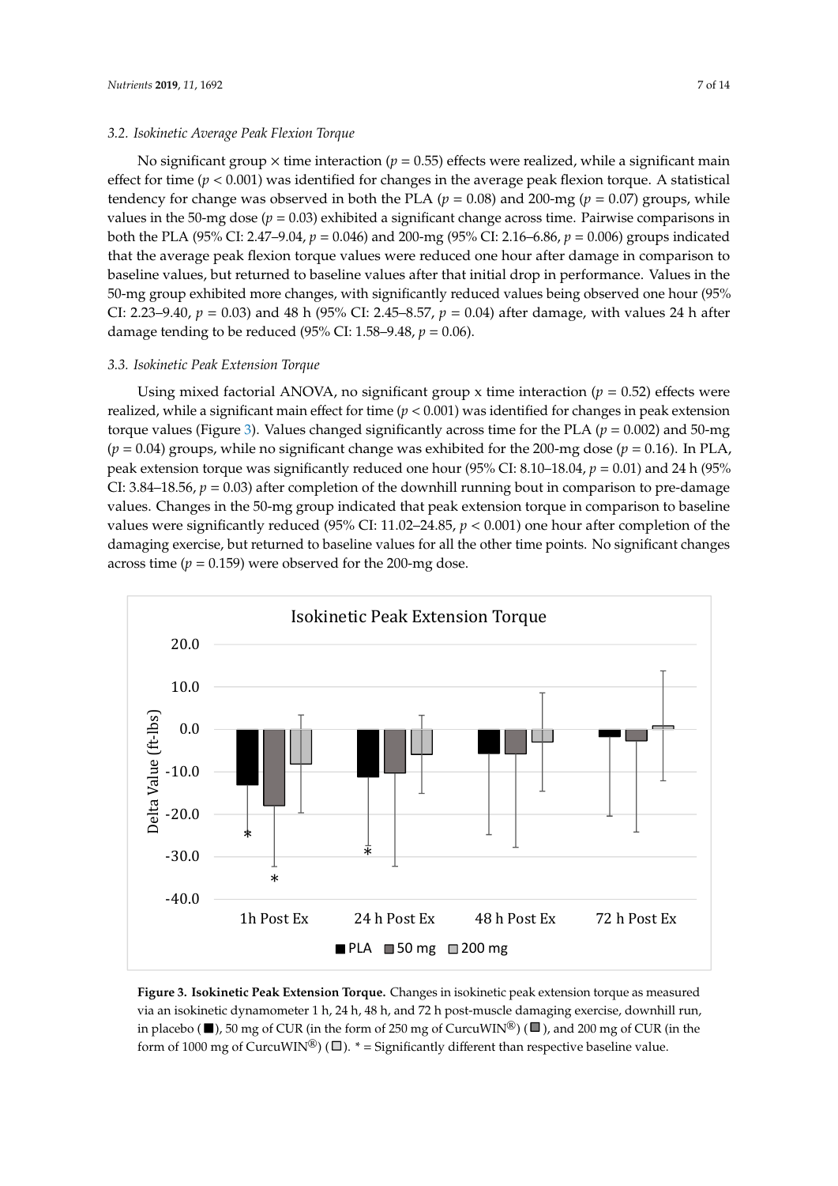### 3.2. Isokinetic Average Peak Flexion Torque

No significant group × time interaction ($p = 0.55$) effects were realized, while a significant main effect for time ($p < 0.001$) was identified for changes in the average peak flexion torque. A statistical tendency for change was observed in both the PLA ($p = 0.08$) and 200-mg ($p = 0.07$) groups, while values in the 50-mg dose ($p = 0.03$) exhibited a significant change across time. Pairwise comparisons in both the PLA (95% CI: 2.47–9.04, $p = 0.046$) and 200-mg (95% CI: 2.16–6.86, $p = 0.006$) groups indicated that the average peak flexion torque values were reduced one hour after damage in comparison to baseline values, but returned to baseline values after that initial drop in performance. Values in the 50-mg group exhibited more changes, with significantly reduced values being observed one hour (95% CI: 2.23–9.40, $p = 0.03$) and 48 h (95% CI: 2.45–8.57, $p = 0.04$) after damage, with values 24 h after damage tending to be reduced (95% CI: 1.58–9.48, $p = 0.06$).

### 3.3. Isokinetic Peak Extension Torque

Using mixed factorial ANOVA, no significant group x time interaction ($p = 0.52$) effects were realized, while a significant main effect for time ($p < 0.001$) was identified for changes in peak extension torque values (Figure 3). Values changed significantly across time for the PLA ($p = 0.002$) and 50-mg ($p = 0.04$) groups, while no significant change was exhibited for the 200-mg dose ($p = 0.16$). In PLA, peak extension torque was significantly reduced one hour (95% CI: 8.10–18.04, $p = 0.01$) and 24 h (95% CI: 3.84–18.56, $p = 0.03$) after completion of the downhill running bout in comparison to pre-damage values. Changes in the 50-mg group indicated that peak extension torque in comparison to baseline values were significantly reduced (95% CI: 11.02–24.85, $p < 0.001$) one hour after completion of the damaging exercise, but returned to baseline values for all the other time points. No significant changes across time ($p = 0.159$) were observed for the 200-mg dose.

**Figure 3. Isokinetic Peak Extension Torque.** Changes in isokinetic peak extension torque as measured via an isokinetic dynamometer 1 h, 24 h, 48 h, and 72 h post-muscle damaging exercise, downhill run, in placebo (■), 50 mg of CUR (in the form of 250 mg of CurcuWIN®) (■), and 200 mg of CUR (in the form of 1000 mg of CurcuWIN®) (□). * = Significantly different than respective baseline value.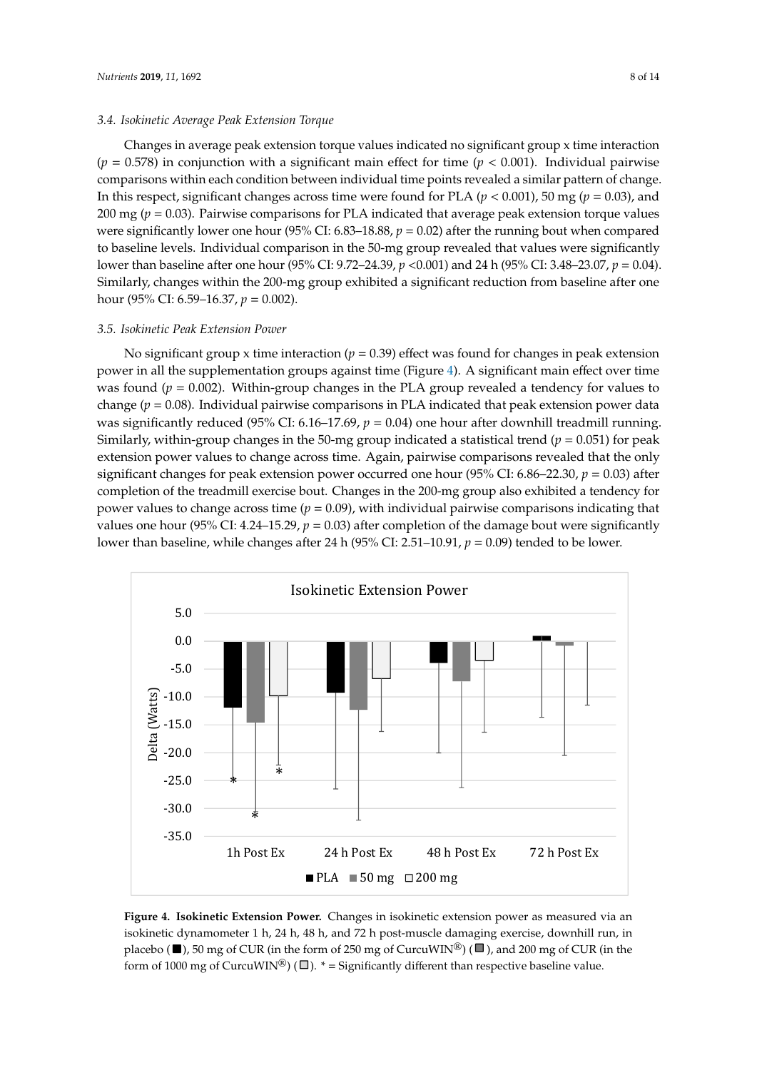### 3.4. Isokinetic Average Peak Extension Torque

Changes in average peak extension torque values indicated no significant group x time interaction ($p = 0.578$) in conjunction with a significant main effect for time ($p < 0.001$). Individual pairwise comparisons within each condition between individual time points revealed a similar pattern of change. In this respect, significant changes across time were found for PLA ($p < 0.001$), 50 mg ($p = 0.03$), and 200 mg ($p = 0.03$). Pairwise comparisons for PLA indicated that average peak extension torque values were significantly lower one hour (95% CI: 6.83–18.88, $p = 0.02$) after the running bout when compared to baseline levels. Individual comparison in the 50-mg group revealed that values were significantly lower than baseline after one hour (95% CI: 9.72–24.39, $p < 0.001$) and 24 h (95% CI: 3.48–23.07, $p = 0.04$). Similarly, changes within the 200-mg group exhibited a significant reduction from baseline after one hour (95% CI: 6.59–16.37, $p = 0.002$).

### 3.5. Isokinetic Peak Extension Power

No significant group x time interaction ($p = 0.39$) effect was found for changes in peak extension power in all the supplementation groups against time (Figure 4). A significant main effect over time was found ($p = 0.002$). Within-group changes in the PLA group revealed a tendency for values to change ($p = 0.08$). Individual pairwise comparisons in PLA indicated that peak extension power data was significantly reduced (95% CI: 6.16–17.69, $p = 0.04$) one hour after downhill treadmill running. Similarly, within-group changes in the 50-mg group indicated a statistical trend ($p = 0.051$) for peak extension power values to change across time. Again, pairwise comparisons revealed that the only significant changes for peak extension power occurred one hour (95% CI: 6.86–22.30, $p = 0.03$) after completion of the treadmill exercise bout. Changes in the 200-mg group also exhibited a tendency for power values to change across time ($p = 0.09$), with individual pairwise comparisons indicating that values one hour (95% CI: 4.24–15.29, $p = 0.03$) after completion of the damage bout were significantly lower than baseline, while changes after 24 h (95% CI: 2.51–10.91, $p = 0.09$) tended to be lower.

**Figure 4. Isokinetic Extension Power.** Changes in isokinetic extension power as measured via an isokinetic dynamometer 1 h, 24 h, 48 h, and 72 h post-muscle damaging exercise, downhill run, in placebo (■), 50 mg of CUR (in the form of 250 mg of CurcuWIN®) (■), and 200 mg of CUR (in the form of 1000 mg of CurcuWIN®) (□). * = Significantly different than respective baseline value.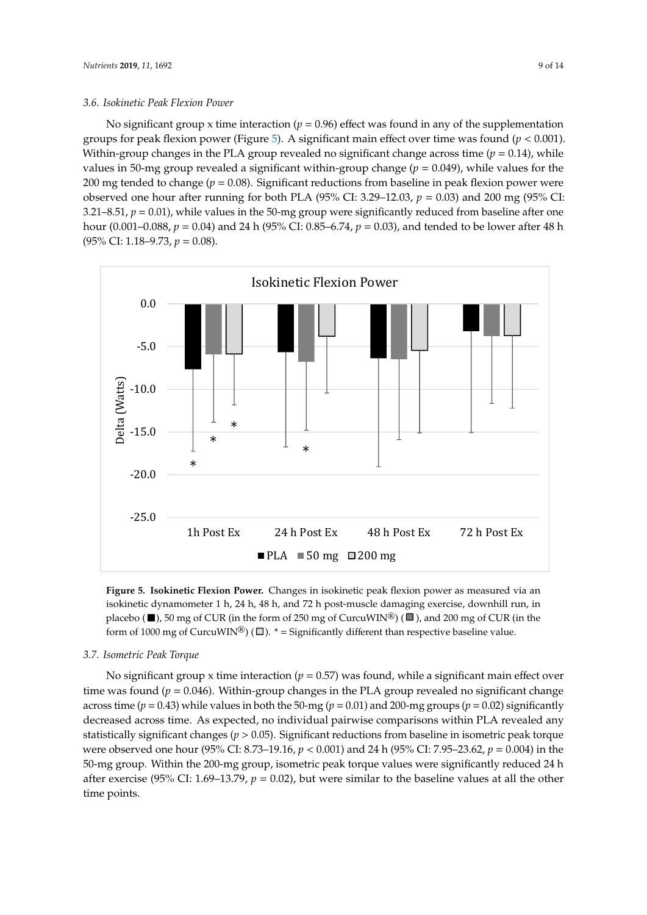### 3.6. Isokinetic Peak Flexion Power

No significant group x time interaction ($p = 0.96$) effect was found in any of the supplementation groups for peak flexion power (Figure 5). A significant main effect over time was found ($p < 0.001$). Within-group changes in the PLA group revealed no significant change across time ($p = 0.14$), while values in 50-mg group revealed a significant within-group change ($p = 0.049$), while values for the 200 mg tended to change ($p = 0.08$). Significant reductions from baseline in peak flexion power were observed one hour after running for both PLA (95% CI: 3.29–12.03, $p = 0.03$) and 200 mg (95% CI: 3.21–8.51, $p = 0.01$), while values in the 50-mg group were significantly reduced from baseline after one hour (0.001–0.088, $p = 0.04$) and 24 h (95% CI: 0.85–6.74, $p = 0.03$), and tended to be lower after 48 h (95% CI: 1.18–9.73, $p = 0.08$).

**Figure 5. Isokinetic Flexion Power.** Changes in isokinetic peak flexion power as measured via an isokinetic dynamometer 1 h, 24 h, 48 h, and 72 h post-muscle damaging exercise, downhill run, in placebo (■), 50 mg of CUR (in the form of 250 mg of CurcuWIN®) (■), and 200 mg of CUR (in the form of 1000 mg of CurcuWIN®) (□). * = Significantly different than respective baseline value.

### 3.7. Isometric Peak Torque

No significant group x time interaction ($p = 0.57$) was found, while a significant main effect over time was found ($p = 0.046$). Within-group changes in the PLA group revealed no significant change across time ($p = 0.43$) while values in both the 50-mg ($p = 0.01$) and 200-mg groups ($p = 0.02$) significantly decreased across time. As expected, no individual pairwise comparisons within PLA revealed any statistically significant changes ($p > 0.05$). Significant reductions from baseline in isometric peak torque were observed one hour (95% CI: 8.73–19.16, $p < 0.001$) and 24 h (95% CI: 7.95–23.62, $p = 0.004$) in the 50-mg group. Within the 200-mg group, isometric peak torque values were significantly reduced 24 h after exercise (95% CI: 1.69–13.79, $p = 0.02$), but were similar to the baseline values at all the other time points.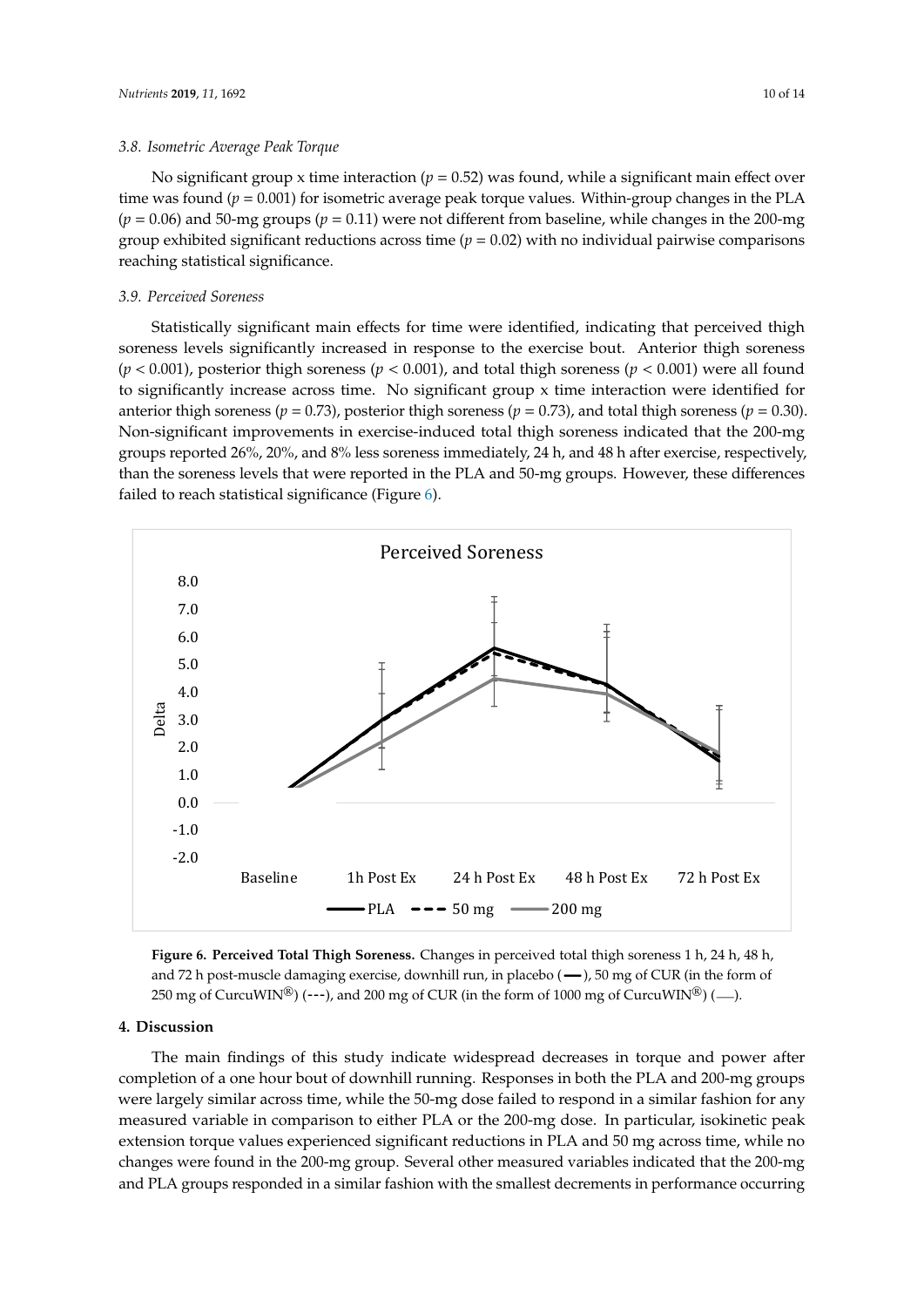### 3.8. Isometric Average Peak Torque

No significant group x time interaction ($p = 0.52$) was found, while a significant main effect over time was found ($p = 0.001$) for isometric average peak torque values. Within-group changes in the PLA ($p = 0.06$) and 50-mg groups ($p = 0.11$) were not different from baseline, while changes in the 200-mg group exhibited significant reductions across time ($p = 0.02$) with no individual pairwise comparisons reaching statistical significance.

### 3.9. Perceived Soreness

Statistically significant main effects for time were identified, indicating that perceived thigh soreness levels significantly increased in response to the exercise bout. Anterior thigh soreness ($p < 0.001$), posterior thigh soreness ($p < 0.001$), and total thigh soreness ($p < 0.001$) were all found to significantly increase across time. No significant group x time interaction were identified for anterior thigh soreness ($p = 0.73$), posterior thigh soreness ($p = 0.73$), and total thigh soreness ($p = 0.30$). Non-significant improvements in exercise-induced total thigh soreness indicated that the 200-mg groups reported 26%, 20%, and 8% less soreness immediately, 24 h, and 48 h after exercise, respectively, than the soreness levels that were reported in the PLA and 50-mg groups. However, these differences failed to reach statistical significance (Figure 6).

**Figure 6. Perceived Total Thigh Soreness.** Changes in perceived total thigh soreness 1 h, 24 h, 48 h, and 72 h post-muscle damaging exercise, downhill run, in placebo (—), 50 mg of CUR (in the form of 250 mg of CurcuWIN®) (---), and 200 mg of CUR (in the form of 1000 mg of CurcuWIN®) (—).

## 4. Discussion

The main findings of this study indicate widespread decreases in torque and power after completion of a one hour bout of downhill running. Responses in both the PLA and 200-mg groups were largely similar across time, while the 50-mg dose failed to respond in a similar fashion for any measured variable in comparison to either PLA or the 200-mg dose. In particular, isokinetic peak extension torque values experienced significant reductions in PLA and 50 mg across time, while no changes were found in the 200-mg group. Several other measured variables indicated that the 200-mg and PLA groups responded in a similar fashion with the smallest decrements in performance occurring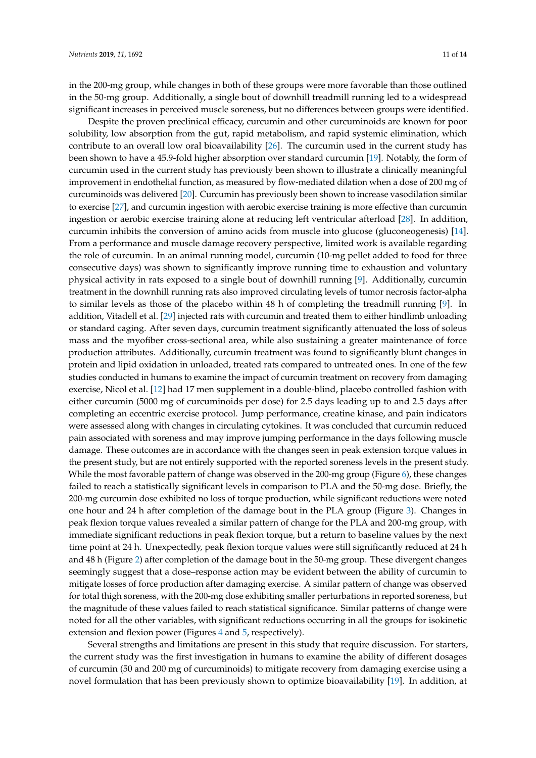in the 200-mg group, while changes in both of these groups were more favorable than those outlined in the 50-mg group. Additionally, a single bout of downhill treadmill running led to a widespread significant increases in perceived muscle soreness, but no differences between groups were identified.

Despite the proven preclinical efficacy, curcumin and other curcuminoids are known for poor solubility, low absorption from the gut, rapid metabolism, and rapid systemic elimination, which contribute to an overall low oral bioavailability [26]. The curcumin used in the current study has been shown to have a 45.9-fold higher absorption over standard curcumin [19]. Notably, the form of curcumin used in the current study has previously been shown to illustrate a clinically meaningful improvement in endothelial function, as measured by flow-mediated dilation when a dose of 200 mg of curcuminoids was delivered [20]. Curcumin has previously been shown to increase vasodilation similar to exercise [27], and curcumin ingestion with aerobic exercise training is more effective than curcumin ingestion or aerobic exercise training alone at reducing left ventricular afterload [28]. In addition, curcumin inhibits the conversion of amino acids from muscle into glucose (gluconeogenesis) [14]. From a performance and muscle damage recovery perspective, limited work is available regarding the role of curcumin. In an animal running model, curcumin (10-mg pellet added to food for three consecutive days) was shown to significantly improve running time to exhaustion and voluntary physical activity in rats exposed to a single bout of downhill running [9]. Additionally, curcumin treatment in the downhill running rats also improved circulating levels of tumor necrosis factor-alpha to similar levels as those of the placebo within 48 h of completing the treadmill running [9]. In addition, Vitadell et al. [29] injected rats with curcumin and treated them to either hindlimb unloading or standard caging. After seven days, curcumin treatment significantly attenuated the loss of soleus mass and the myofiber cross-sectional area, while also sustaining a greater maintenance of force production attributes. Additionally, curcumin treatment was found to significantly blunt changes in protein and lipid oxidation in unloaded, treated rats compared to untreated ones. In one of the few studies conducted in humans to examine the impact of curcumin treatment on recovery from damaging exercise, Nicol et al. [12] had 17 men supplement in a double-blind, placebo controlled fashion with either curcumin (5000 mg of curcuminoids per dose) for 2.5 days leading up to and 2.5 days after completing an eccentric exercise protocol. Jump performance, creatine kinase, and pain indicators were assessed along with changes in circulating cytokines. It was concluded that curcumin reduced pain associated with soreness and may improve jumping performance in the days following muscle damage. These outcomes are in accordance with the changes seen in peak extension torque values in the present study, but are not entirely supported with the reported soreness levels in the present study. While the most favorable pattern of change was observed in the 200-mg group (Figure 6), these changes failed to reach a statistically significant levels in comparison to PLA and the 50-mg dose. Briefly, the 200-mg curcumin dose exhibited no loss of torque production, while significant reductions were noted one hour and 24 h after completion of the damage bout in the PLA group (Figure 3). Changes in peak flexion torque values revealed a similar pattern of change for the PLA and 200-mg group, with immediate significant reductions in peak flexion torque, but a return to baseline values by the next time point at 24 h. Unexpectedly, peak flexion torque values were still significantly reduced at 24 h and 48 h (Figure 2) after completion of the damage bout in the 50-mg group. These divergent changes seemingly suggest that a dose–response action may be evident between the ability of curcumin to mitigate losses of force production after damaging exercise. A similar pattern of change was observed for total thigh soreness, with the 200-mg dose exhibiting smaller perturbations in reported soreness, but the magnitude of these values failed to reach statistical significance. Similar patterns of change were noted for all the other variables, with significant reductions occurring in all the groups for isokinetic extension and flexion power (Figures 4 and 5, respectively).

Several strengths and limitations are present in this study that require discussion. For starters, the current study was the first investigation in humans to examine the ability of different dosages of curcumin (50 and 200 mg of curcuminoids) to mitigate recovery from damaging exercise using a novel formulation that has been previously shown to optimize bioavailability [19]. In addition, at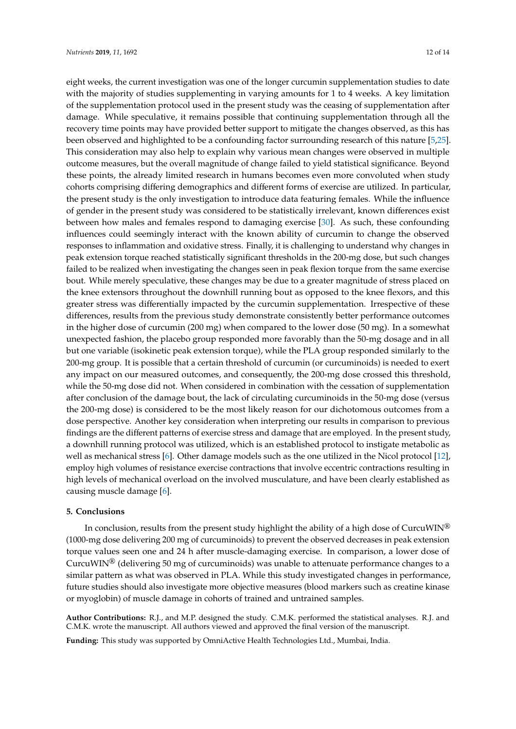eight weeks, the current investigation was one of the longer curcumin supplementation studies to date with the majority of studies supplementing in varying amounts for 1 to 4 weeks. A key limitation of the supplementation protocol used in the present study was the ceasing of supplementation after damage. While speculative, it remains possible that continuing supplementation through all the recovery time points may have provided better support to mitigate the changes observed, as this has been observed and highlighted to be a confounding factor surrounding research of this nature [5,25]. This consideration may also help to explain why various mean changes were observed in multiple outcome measures, but the overall magnitude of change failed to yield statistical significance. Beyond these points, the already limited research in humans becomes even more convoluted when study cohorts comprising differing demographics and different forms of exercise are utilized. In particular, the present study is the only investigation to introduce data featuring females. While the influence of gender in the present study was considered to be statistically irrelevant, known differences exist between how males and females respond to damaging exercise [30]. As such, these confounding influences could seemingly interact with the known ability of curcumin to change the observed responses to inflammation and oxidative stress. Finally, it is challenging to understand why changes in peak extension torque reached statistically significant thresholds in the 200-mg dose, but such changes failed to be realized when investigating the changes seen in peak flexion torque from the same exercise bout. While merely speculative, these changes may be due to a greater magnitude of stress placed on the knee extensors throughout the downhill running bout as opposed to the knee flexors, and this greater stress was differentially impacted by the curcumin supplementation. Irrespective of these differences, results from the previous study demonstrate consistently better performance outcomes in the higher dose of curcumin (200 mg) when compared to the lower dose (50 mg). In a somewhat unexpected fashion, the placebo group responded more favorably than the 50-mg dosage and in all but one variable (isokinetic peak extension torque), while the PLA group responded similarly to the 200-mg group. It is possible that a certain threshold of curcumin (or curcuminoids) is needed to exert any impact on our measured outcomes, and consequently, the 200-mg dose crossed this threshold, while the 50-mg dose did not. When considered in combination with the cessation of supplementation after conclusion of the damage bout, the lack of circulating curcuminoids in the 50-mg dose (versus the 200-mg dose) is considered to be the most likely reason for our dichotomous outcomes from a dose perspective. Another key consideration when interpreting our results in comparison to previous findings are the different patterns of exercise stress and damage that are employed. In the present study, a downhill running protocol was utilized, which is an established protocol to instigate metabolic as well as mechanical stress [6]. Other damage models such as the one utilized in the Nicol protocol [12], employ high volumes of resistance exercise contractions that involve eccentric contractions resulting in high levels of mechanical overload on the involved musculature, and have been clearly established as causing muscle damage [6].

## 5. Conclusions

In conclusion, results from the present study highlight the ability of a high dose of CurcuWIN® (1000-mg dose delivering 200 mg of curcuminoids) to prevent the observed decreases in peak extension torque values seen one and 24 h after muscle-damaging exercise. In comparison, a lower dose of CurcuWIN® (delivering 50 mg of curcuminoids) was unable to attenuate performance changes to a similar pattern as what was observed in PLA. While this study investigated changes in performance, future studies should also investigate more objective measures (blood markers such as creatine kinase or myoglobin) of muscle damage in cohorts of trained and untrained samples.

**Author Contributions:** R.J., and M.P. designed the study. C.M.K. performed the statistical analyses. R.J. and C.M.K. wrote the manuscript. All authors viewed and approved the final version of the manuscript.

**Funding:** This study was supported by OmniActive Health Technologies Ltd., Mumbai, India.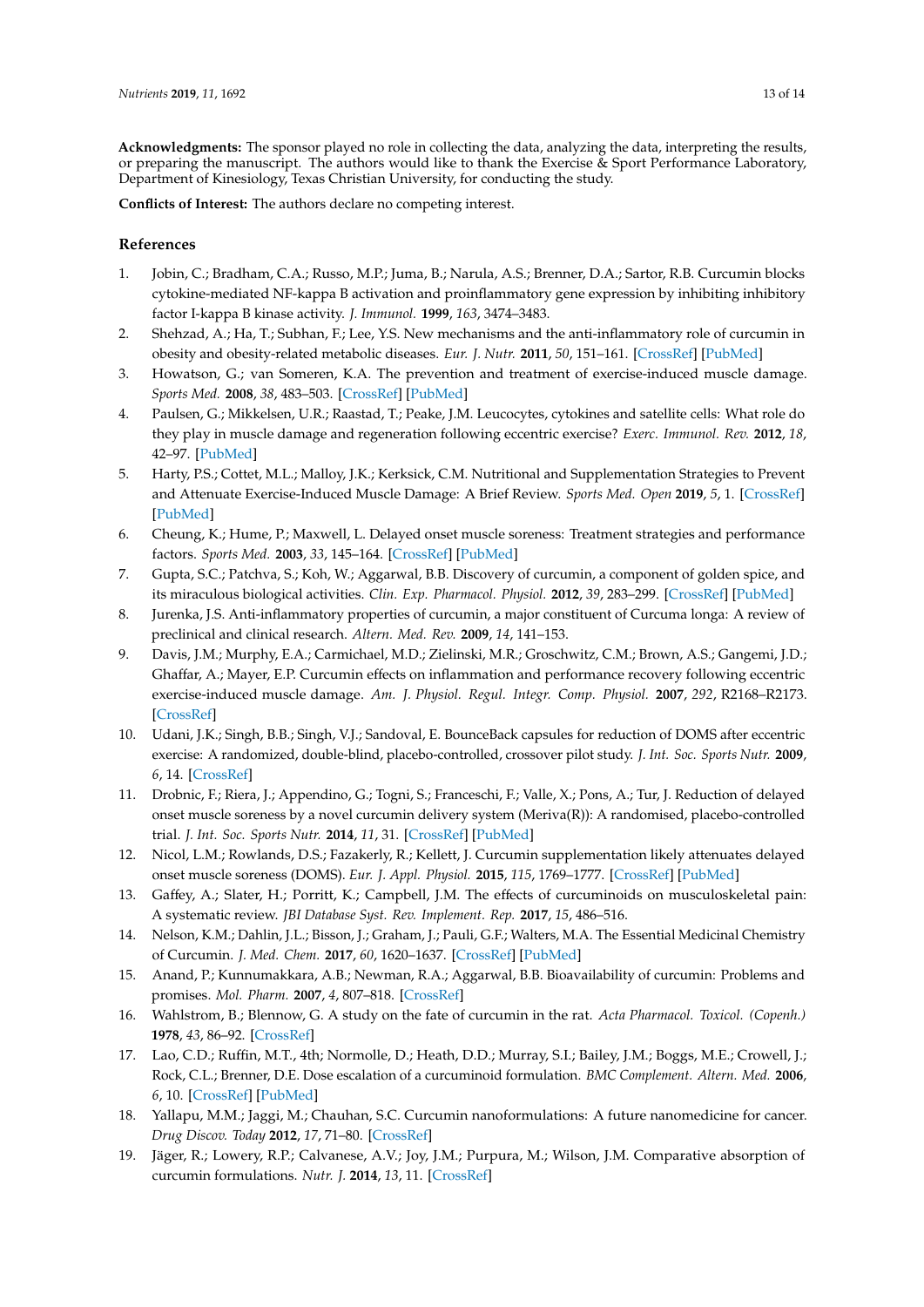**Acknowledgments:** The sponsor played no role in collecting the data, analyzing the data, interpreting the results, or preparing the manuscript. The authors would like to thank the Exercise & Sport Performance Laboratory, Department of Kinesiology, Texas Christian University, for conducting the study.

**Conflicts of Interest:** The authors declare no competing interest.

## References

1. Jobin, C.; Bradham, C.A.; Russo, M.P.; Juma, B.; Narula, A.S.; Brenner, D.A.; Sartor, R.B. Curcumin blocks cytokine-mediated NF-kappa B activation and proinflammatory gene expression by inhibiting inhibitory factor I-kappa B kinase activity. *J. Immunol.* **1999**, *163*, 3474–3483.
2. Shehzad, A.; Ha, T.; Subhan, F.; Lee, Y.S. New mechanisms and the anti-inflammatory role of curcumin in obesity and obesity-related metabolic diseases. *Eur. J. Nutr.* **2011**, *50*, 151–161. [CrossRef] [PubMed]
3. Howatson, G.; van Someren, K.A. The prevention and treatment of exercise-induced muscle damage. *Sports Med.* **2008**, *38*, 483–503. [CrossRef] [PubMed]
4. Paulsen, G.; Mikkelsen, U.R.; Raastad, T.; Peake, J.M. Leucocytes, cytokines and satellite cells: What role do they play in muscle damage and regeneration following eccentric exercise? *Exerc. Immunol. Rev.* **2012**, *18*, 42–97. [PubMed]
5. Harty, P.S.; Cottet, M.L.; Malloy, J.K.; Kerksick, C.M. Nutritional and Supplementation Strategies to Prevent and Attenuate Exercise-Induced Muscle Damage: A Brief Review. *Sports Med. Open* **2019**, *5*, 1. [CrossRef] [PubMed]
6. Cheung, K.; Hume, P.; Maxwell, L. Delayed onset muscle soreness: Treatment strategies and performance factors. *Sports Med.* **2003**, *33*, 145–164. [CrossRef] [PubMed]
7. Gupta, S.C.; Patchva, S.; Koh, W.; Aggarwal, B.B. Discovery of curcumin, a component of golden spice, and its miraculous biological activities. *Clin. Exp. Pharmacol. Physiol.* **2012**, *39*, 283–299. [CrossRef] [PubMed]
8. Jurenka, J.S. Anti-inflammatory properties of curcumin, a major constituent of Curcuma longa: A review of preclinical and clinical research. *Altern. Med. Rev.* **2009**, *14*, 141–153.
9. Davis, J.M.; Murphy, E.A.; Carmichael, M.D.; Zielinski, M.R.; Groschwitz, C.M.; Brown, A.S.; Gangemi, J.D.; Ghaffar, A.; Mayer, E.P. Curcumin effects on inflammation and performance recovery following eccentric exercise-induced muscle damage. *Am. J. Physiol. Regul. Integr. Comp. Physiol.* **2007**, *292*, R2168–R2173. [CrossRef]
10. Udani, J.K.; Singh, B.B.; Singh, V.J.; Sandoval, E. BounceBack capsules for reduction of DOMS after eccentric exercise: A randomized, double-blind, placebo-controlled, crossover pilot study. *J. Int. Soc. Sports Nutr.* **2009**, *6*, 14. [CrossRef]
11. Drobnic, F.; Riera, J.; Appendino, G.; Togni, S.; Franceschi, F.; Valle, X.; Pons, A.; Tur, J. Reduction of delayed onset muscle soreness by a novel curcumin delivery system (Meriva(R)): A randomised, placebo-controlled trial. *J. Int. Soc. Sports Nutr.* **2014**, *11*, 31. [CrossRef] [PubMed]
12. Nicol, L.M.; Rowlands, D.S.; Fazakerly, R.; Kellett, J. Curcumin supplementation likely attenuates delayed onset muscle soreness (DOMS). *Eur. J. Appl. Physiol.* **2015**, *115*, 1769–1777. [CrossRef] [PubMed]
13. Gaffey, A.; Slater, H.; Porritt, K.; Campbell, J.M. The effects of curcuminoids on musculoskeletal pain: A systematic review. *JBI Database Syst. Rev. Implement. Rep.* **2017**, *15*, 486–516.
14. Nelson, K.M.; Dahlin, J.L.; Bisson, J.; Graham, J.; Pauli, G.F.; Walters, M.A. The Essential Medicinal Chemistry of Curcumin. *J. Med. Chem.* **2017**, *60*, 1620–1637. [CrossRef] [PubMed]
15. Anand, P.; Kunnumakkara, A.B.; Newman, R.A.; Aggarwal, B.B. Bioavailability of curcumin: Problems and promises. *Mol. Pharm.* **2007**, *4*, 807–818. [CrossRef]
16. Wahlstrom, B.; Blennow, G. A study on the fate of curcumin in the rat. *Acta Pharmacol. Toxicol. (Copenh.)* **1978**, *43*, 86–92. [CrossRef]
17. Lao, C.D.; Ruffin, M.T., 4th; Normolle, D.; Heath, D.D.; Murray, S.I.; Bailey, J.M.; Boggs, M.E.; Crowell, J.; Rock, C.L.; Brenner, D.E. Dose escalation of a curcuminoid formulation. *BMC Complement. Altern. Med.* **2006**, *6*, 10. [CrossRef] [PubMed]
18. Yallapu, M.M.; Jaggi, M.; Chauhan, S.C. Curcumin nanoformulations: A future nanomedicine for cancer. *Drug Discov. Today* **2012**, *17*, 71–80. [CrossRef]
19. Jäger, R.; Lowery, R.P.; Calvanese, A.V.; Joy, J.M.; Purpura, M.; Wilson, J.M. Comparative absorption of curcumin formulations. *Nutr. J.* **2014**, *13*, 11. [CrossRef]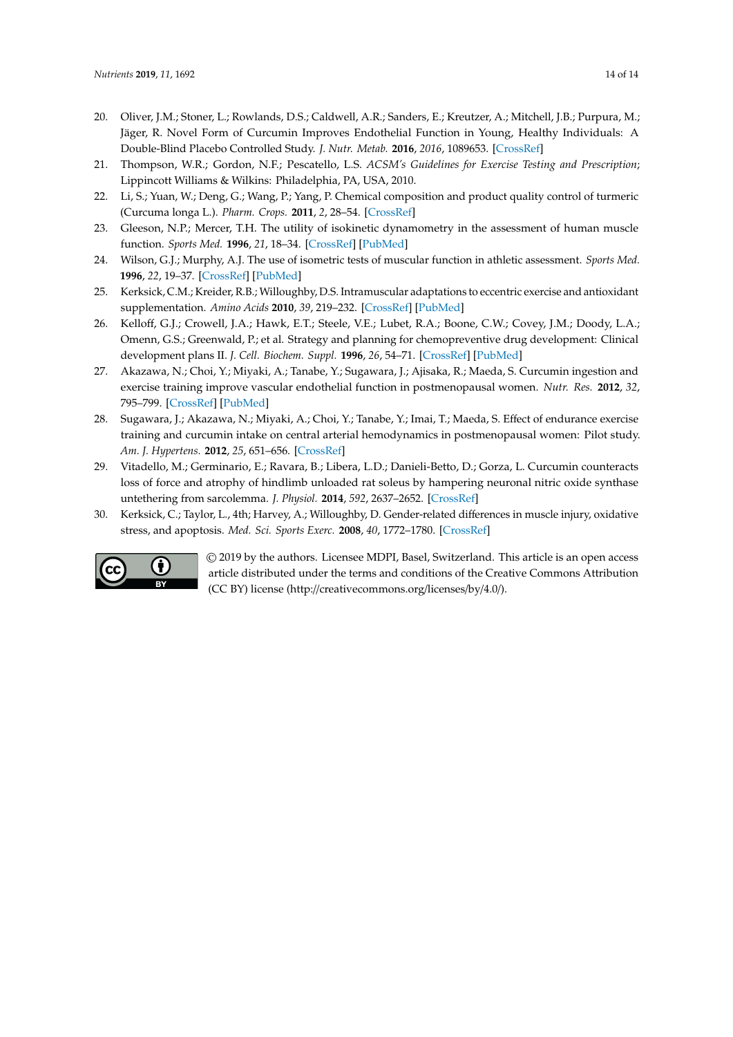20. Oliver, J.M.; Stoner, L.; Rowlands, D.S.; Caldwell, A.R.; Sanders, E.; Kreutzer, A.; Mitchell, J.B.; Purpura, M.; Jäger, R. Novel Form of Curcumin Improves Endothelial Function in Young, Healthy Individuals: A Double-Blind Placebo Controlled Study. *J. Nutr. Metab.* **2016**, *2016*, 1089653. [CrossRef]
21. Thompson, W.R.; Gordon, N.F.; Pescatello, L.S. *ACSM's Guidelines for Exercise Testing and Prescription*; Lippincott Williams & Wilkins: Philadelphia, PA, USA, 2010.
22. Li, S.; Yuan, W.; Deng, G.; Wang, P.; Yang, P. Chemical composition and product quality control of turmeric (Curcuma longa L.). *Pharm. Crops.* **2011**, *2*, 28–54. [CrossRef]
23. Gleeson, N.P.; Mercer, T.H. The utility of isokinetic dynamometry in the assessment of human muscle function. *Sports Med.* **1996**, *21*, 18–34. [CrossRef] [PubMed]
24. Wilson, G.J.; Murphy, A.J. The use of isometric tests of muscular function in athletic assessment. *Sports Med.* **1996**, *22*, 19–37. [CrossRef] [PubMed]
25. Kerksick, C.M.; Kreider, R.B.; Willoughby, D.S. Intramuscular adaptations to eccentric exercise and antioxidant supplementation. *Amino Acids* **2010**, *39*, 219–232. [CrossRef] [PubMed]
26. Kelloff, G.J.; Crowell, J.A.; Hawk, E.T.; Steele, V.E.; Lubet, R.A.; Boone, C.W.; Covey, J.M.; Doody, L.A.; Omenn, G.S.; Greenwald, P.; et al. Strategy and planning for chemopreventive drug development: Clinical development plans II. *J. Cell. Biochem. Suppl.* **1996**, *26*, 54–71. [CrossRef] [PubMed]
27. Akazawa, N.; Choi, Y.; Miyaki, A.; Tanabe, Y.; Sugawara, J.; Ajisaka, R.; Maeda, S. Curcumin ingestion and exercise training improve vascular endothelial function in postmenopausal women. *Nutr. Res.* **2012**, *32*, 795–799. [CrossRef] [PubMed]
28. Sugawara, J.; Akazawa, N.; Miyaki, A.; Choi, Y.; Tanabe, Y.; Imai, T.; Maeda, S. Effect of endurance exercise training and curcumin intake on central arterial hemodynamics in postmenopausal women: Pilot study. *Am. J. Hypertens.* **2012**, *25*, 651–656. [CrossRef]
29. Vitadello, M.; Germinario, E.; Ravara, B.; Libera, L.D.; Danieli-Betto, D.; Gorza, L. Curcumin counteracts loss of force and atrophy of hindlimb unloaded rat soleus by hampering neuronal nitric oxide synthase untethering from sarcolemma. *J. Physiol.* **2014**, *592*, 2637–2652. [CrossRef]
30. Kerksick, C.; Taylor, L., 4th; Harvey, A.; Willoughby, D. Gender-related differences in muscle injury, oxidative stress, and apoptosis. *Med. Sci. Sports Exerc.* **2008**, *40*, 1772–1780. [CrossRef]

© 2019 by the authors. Licensee MDPI, Basel, Switzerland. This article is an open access article distributed under the terms and conditions of the Creative Commons Attribution (CC BY) license (http://creativecommons.org/licenses/by/4.0/).